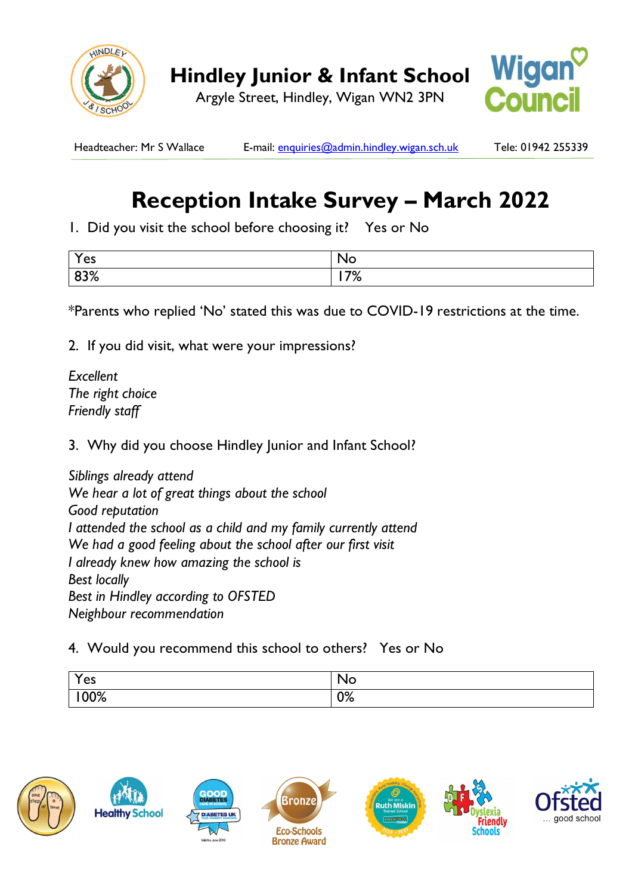# Hindley Junior & Infant School

Argyle Street, Hindley, Wigan WN2 3PN

Headteacher: Mr S Wallace    E-mail: enquiries@admin.hindley.wigan.sch.uk    Tele: 01942 255339

## Reception Intake Survey – March 2022

1. Did you visit the school before choosing it? Yes or No

| Yes | No |
|---|---|
| 83% | 17% |

*Parents who replied 'No' stated this was due to COVID-19 restrictions at the time.

2. If you did visit, what were your impressions?

*Excellent*
*The right choice*
*Friendly staff*

3. Why did you choose Hindley Junior and Infant School?

*Siblings already attend*
*We hear a lot of great things about the school*
*Good reputation*
*I attended the school as a child and my family currently attend*
*We had a good feeling about the school after our first visit*
*I already knew how amazing the school is*
*Best locally*
*Best in Hindley according to OFSTED*
*Neighbour recommendation*

4. Would you recommend this school to others? Yes or No

| Yes | No |
|---|---|
| 100% | 0% |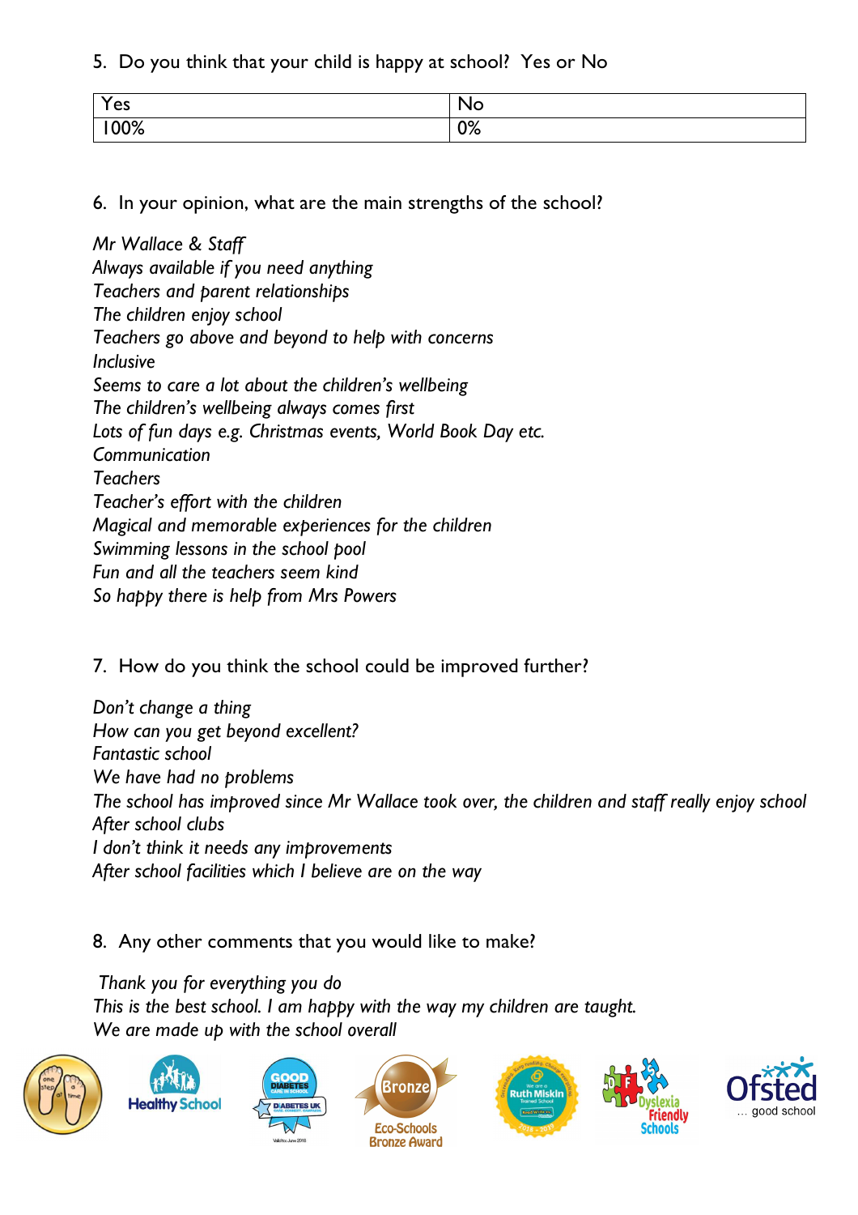5. Do you think that your child is happy at school? Yes or No

| Yes | No |
|---|---|
| 100% | 0% |

6. In your opinion, what are the main strengths of the school?

*Mr Wallace & Staff*
*Always available if you need anything*
*Teachers and parent relationships*
*The children enjoy school*
*Teachers go above and beyond to help with concerns*
*Inclusive*
*Seems to care a lot about the children's wellbeing*
*The children's wellbeing always comes first*
*Lots of fun days e.g. Christmas events, World Book Day etc.*
*Communication*
*Teachers*
*Teacher's effort with the children*
*Magical and memorable experiences for the children*
*Swimming lessons in the school pool*
*Fun and all the teachers seem kind*
*So happy there is help from Mrs Powers*

7. How do you think the school could be improved further?

*Don't change a thing*
*How can you get beyond excellent?*
*Fantastic school*
*We have had no problems*
*The school has improved since Mr Wallace took over, the children and staff really enjoy school*
*After school clubs*
*I don't think it needs any improvements*
*After school facilities which I believe are on the way*

8. Any other comments that you would like to make?

*Thank you for everything you do*
*This is the best school. I am happy with the way my children are taught.*
*We are made up with the school overall*